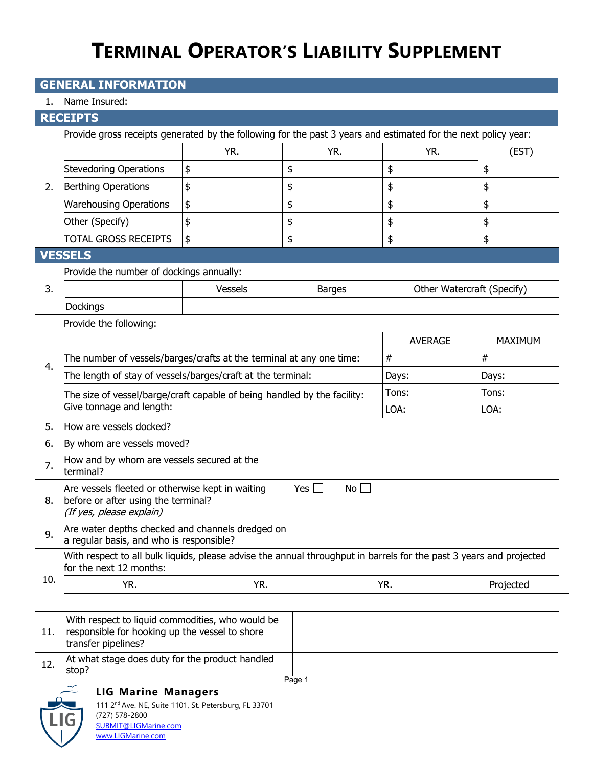# TERMINAL OPERATOR'S LIABILITY SUPPLEMENT

## GENERAL INFORMATION

1. Name Insured:

## RECEIPTS

2. Provide gross receipts generated by the following for the past 3 years and estimated for the next policy year:

| | YR. | YR. | YR. | (EST) |
|---|---|---|---|---|
| Stevedoring Operations | $ | $ | $ | $ |
| Berthing Operations | $ | $ | $ | $ |
| Warehousing Operations | $ | $ | $ | $ |
| Other (Specify) | $ | $ | $ | $ |
| TOTAL GROSS RECEIPTS | $ | $ | $ | $ |

## VESSELS

3. Provide the number of dockings annually:

| | Vessels | Barges | Other Watercraft (Specify) |
|---|---|---|---|
| Dockings | | | |

4. Provide the following:

| | AVERAGE | MAXIMUM |
|---|---|---|
| The number of vessels/barges/crafts at the terminal at any one time: | # | # |
| The length of stay of vessels/barges/craft at the terminal: | Days: | Days: |
| The size of vessel/barge/craft capable of being handled by the facility: Give tonnage and length: | Tons: | Tons: |
| | LOA: | LOA: |

5. How are vessels docked?

6. By whom are vessels moved?

7. How and by whom are vessels secured at the terminal?

8. Are vessels fleeted or otherwise kept in waiting before or after using the terminal? *(If yes, please explain)* Yes ☐ No ☐

9. Are water depths checked and channels dredged on a regular basis, and who is responsible?

10. With respect to all bulk liquids, please advise the annual throughput in barrels for the past 3 years and projected for the next 12 months:

| YR. | YR. | YR. | Projected |
|---|---|---|---|
| | | | |

11. With respect to liquid commodities, who would be responsible for hooking up the vessel to shore transfer pipelines?

12. At what stage does duty for the product handled stop?

**LIG Marine Managers**
111 2nd Ave. NE, Suite 1101, St. Petersburg, FL 33701
(727) 578-2800
SUBMIT@LIGMarine.com
www.LIGMarine.com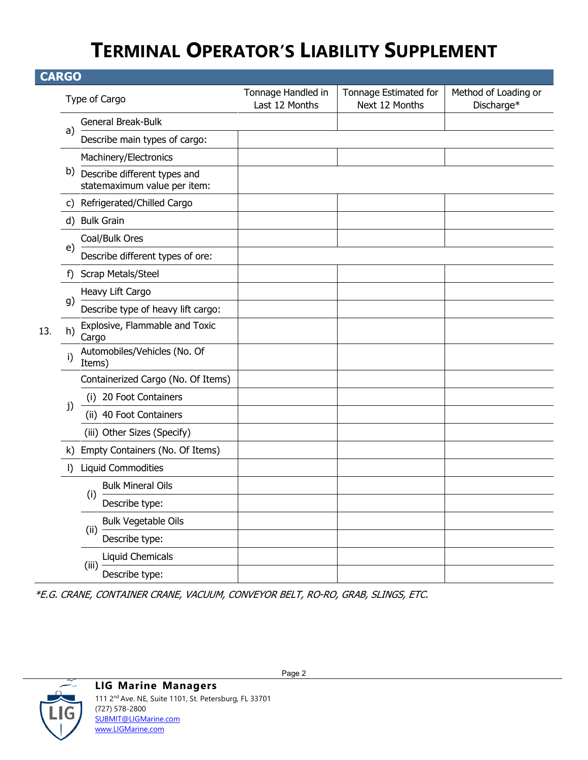# TERMINAL OPERATOR'S LIABILITY SUPPLEMENT

## CARGO

| | | Type of Cargo | Tonnage Handled in Last 12 Months | Tonnage Estimated for Next 12 Months | Method of Loading or Discharge* |
|---|---|---|---|---|---|
| 13. | a) | General Break-Bulk | | | |
| | | Describe main types of cargo: | | | |
| | b) | Machinery/Electronics | | | |
| | | Describe different types and statemaximum value per item: | | | |
| | c) | Refrigerated/Chilled Cargo | | | |
| | d) | Bulk Grain | | | |
| | e) | Coal/Bulk Ores | | | |
| | | Describe different types of ore: | | | |
| | f) | Scrap Metals/Steel | | | |
| | g) | Heavy Lift Cargo | | | |
| | | Describe type of heavy lift cargo: | | | |
| | h) | Explosive, Flammable and Toxic Cargo | | | |
| | i) | Automobiles/Vehicles (No. Of Items) | | | |
| | j) | Containerized Cargo (No. Of Items) | | | |
| | | (i) 20 Foot Containers | | | |
| | | (ii) 40 Foot Containers | | | |
| | | (iii) Other Sizes (Specify) | | | |
| | k) | Empty Containers (No. Of Items) | | | |
| | l) | Liquid Commodities | | | |
| | | (i) Bulk Mineral Oils | | | |
| | | Describe type: | | | |
| | | (ii) Bulk Vegetable Oils | | | |
| | | Describe type: | | | |
| | | (iii) Liquid Chemicals | | | |
| | | Describe type: | | | |

*\*E.G. CRANE, CONTAINER CRANE, VACUUM, CONVEYOR BELT, RO-RO, GRAB, SLINGS, ETC.*

**LIG Marine Managers**
111 2nd Ave. NE, Suite 1101, St. Petersburg, FL 33701
(727) 578-2800
SUBMIT@LIGMarine.com
www.LIGMarine.com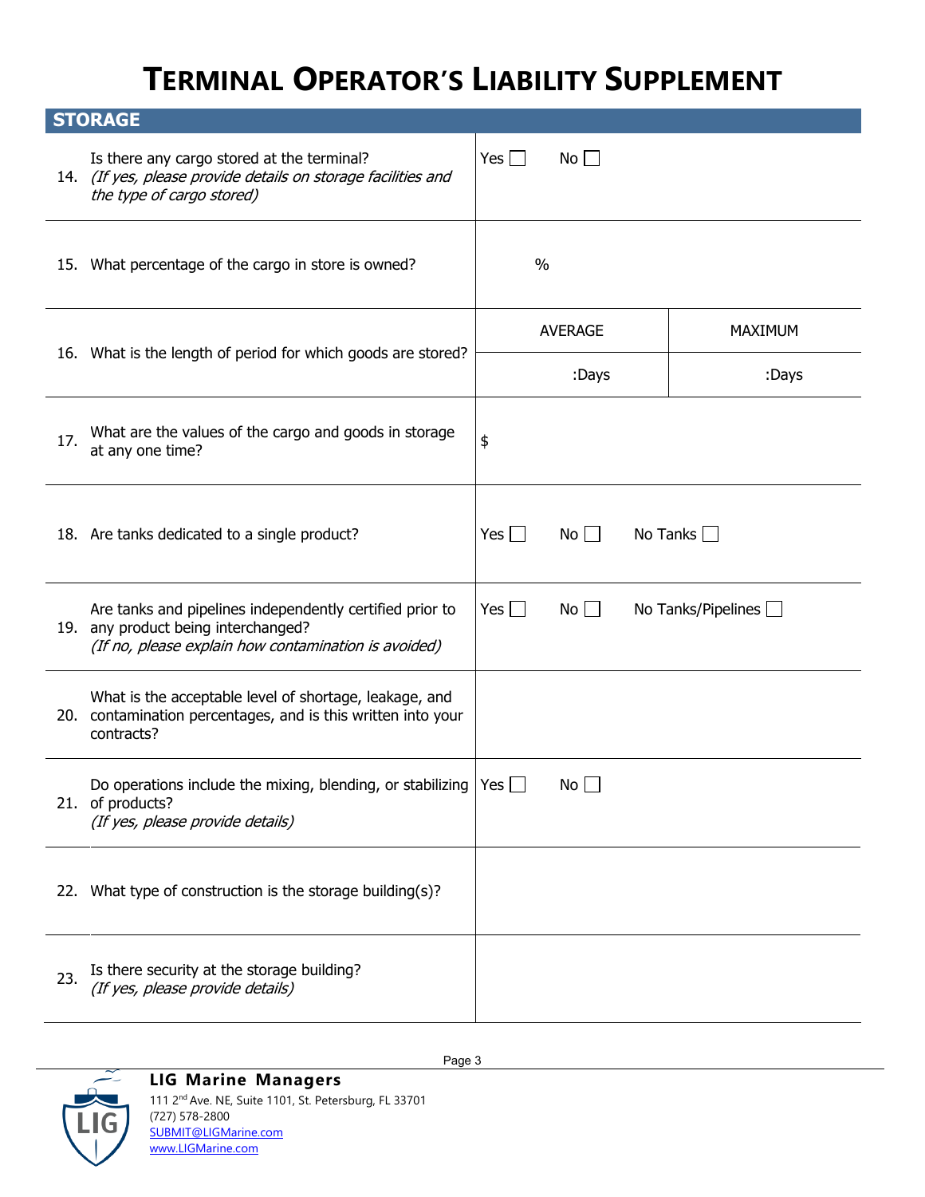# TERMINAL OPERATOR'S LIABILITY SUPPLEMENT

## STORAGE

| # | Question | Response | |
|---|---|---|---|
| 14. | Is there any cargo stored at the terminal? *(If yes, please provide details on storage facilities and the type of cargo stored)* | Yes ☐ No ☐ | |
| 15. | What percentage of the cargo in store is owned? | % | |
| 16. | What is the length of period for which goods are stored? | AVERAGE | MAXIMUM |
| | | :Days | :Days |
| 17. | What are the values of the cargo and goods in storage at any one time? | $ | |
| 18. | Are tanks dedicated to a single product? | Yes ☐ No ☐ No Tanks ☐ | |
| 19. | Are tanks and pipelines independently certified prior to any product being interchanged? *(If no, please explain how contamination is avoided)* | Yes ☐ No ☐ No Tanks/Pipelines ☐ | |
| 20. | What is the acceptable level of shortage, leakage, and contamination percentages, and is this written into your contracts? | | |
| 21. | Do operations include the mixing, blending, or stabilizing of products? *(If yes, please provide details)* | Yes ☐ No ☐ | |
| 22. | What type of construction is the storage building(s)? | | |
| 23. | Is there security at the storage building? *(If yes, please provide details)* | | |

**LIG Marine Managers**
111 2nd Ave. NE, Suite 1101, St. Petersburg, FL 33701
(727) 578-2800
SUBMIT@LIGMarine.com
www.LIGMarine.com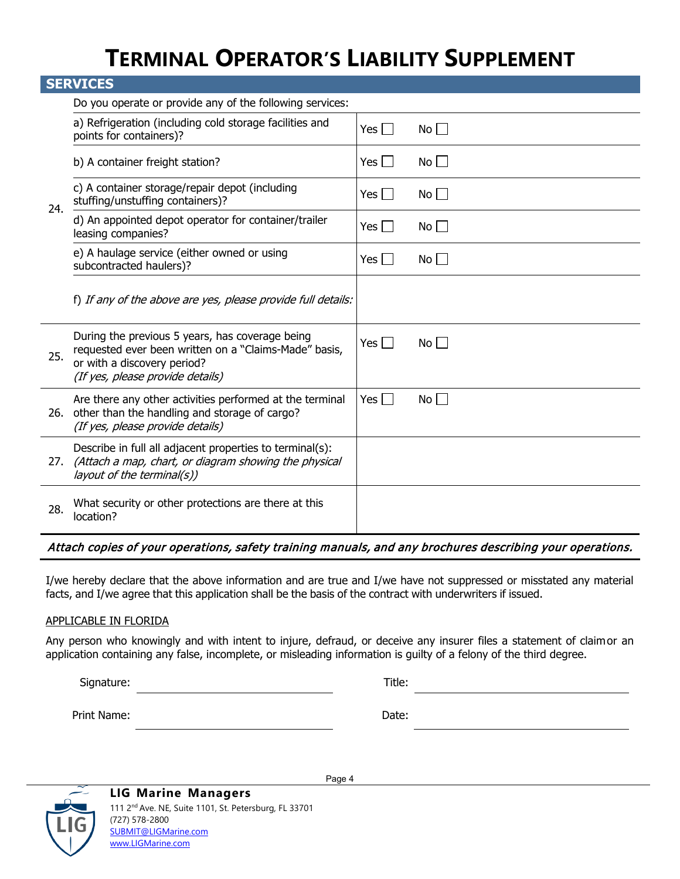# TERMINAL OPERATOR'S LIABILITY SUPPLEMENT

## SERVICES

| | | | |
|---|---|---|---|
| | Do you operate or provide any of the following services: | | |
| 24. | a) Refrigeration (including cold storage facilities and points for containers)? | Yes ☐ | No ☐ |
| | b) A container freight station? | Yes ☐ | No ☐ |
| | c) A container storage/repair depot (including stuffing/unstuffing containers)? | Yes ☐ | No ☐ |
| | d) An appointed depot operator for container/trailer leasing companies? | Yes ☐ | No ☐ |
| | e) A haulage service (either owned or using subcontracted haulers)? | Yes ☐ | No ☐ |
| | f) *If any of the above are yes, please provide full details:* | | |
| 25. | During the previous 5 years, has coverage being requested ever been written on a "Claims-Made" basis, or with a discovery period? *(If yes, please provide details)* | Yes ☐ | No ☐ |
| 26. | Are there any other activities performed at the terminal other than the handling and storage of cargo? *(If yes, please provide details)* | Yes ☐ | No ☐ |
| 27. | Describe in full all adjacent properties to terminal(s): *(Attach a map, chart, or diagram showing the physical layout of the terminal(s))* | | |
| 28. | What security or other protections are there at this location? | | |

***Attach copies of your operations, safety training manuals, and any brochures describing your operations.***

I/we hereby declare that the above information and are true and I/we have not suppressed or misstated any material facts, and I/we agree that this application shall be the basis of the contract with underwriters if issued.

APPLICABLE IN FLORIDA

Any person who knowingly and with intent to injure, defraud, or deceive any insurer files a statement of claim or an application containing any false, incomplete, or misleading information is guilty of a felony of the third degree.

Signature: ____________________ Title: ____________________

Print Name: ____________________ Date: ____________________

**LIG Marine Managers**
111 2nd Ave. NE, Suite 1101, St. Petersburg, FL 33701
(727) 578-2800
SUBMIT@LIGMarine.com
www.LIGMarine.com